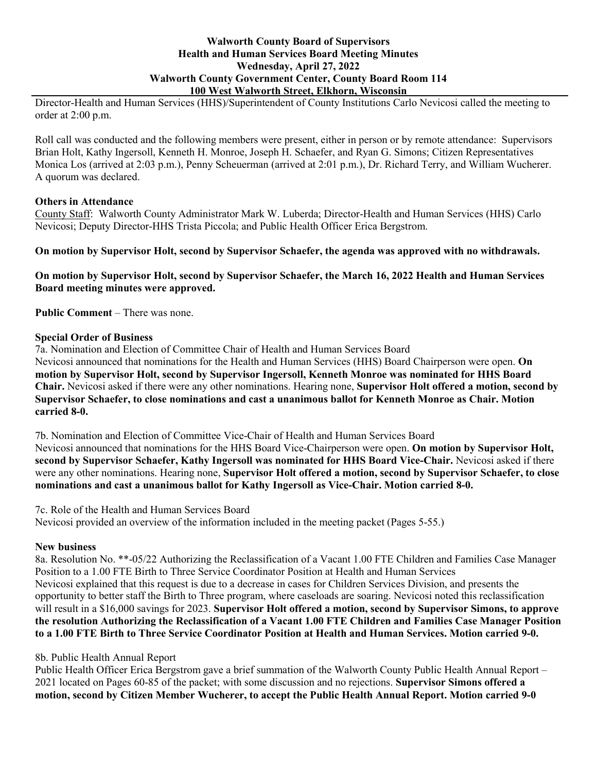# Walworth County Board of Supervisors
## Health and Human Services Board Meeting Minutes
### Wednesday, April 27, 2022
### Walworth County Government Center, County Board Room 114
### 100 West Walworth Street, Elkhorn, Wisconsin

Director-Health and Human Services (HHS)/Superintendent of County Institutions Carlo Nevicosi called the meeting to order at 2:00 p.m.

Roll call was conducted and the following members were present, either in person or by remote attendance: Supervisors Brian Holt, Kathy Ingersoll, Kenneth H. Monroe, Joseph H. Schaefer, and Ryan G. Simons; Citizen Representatives Monica Los (arrived at 2:03 p.m.), Penny Scheuerman (arrived at 2:01 p.m.), Dr. Richard Terry, and William Wucherer. A quorum was declared.

**Others in Attendance**

County Staff: Walworth County Administrator Mark W. Luberda; Director-Health and Human Services (HHS) Carlo Nevicosi; Deputy Director-HHS Trista Piccola; and Public Health Officer Erica Bergstrom.

**On motion by Supervisor Holt, second by Supervisor Schaefer, the agenda was approved with no withdrawals.**

**On motion by Supervisor Holt, second by Supervisor Schaefer, the March 16, 2022 Health and Human Services Board meeting minutes were approved.**

**Public Comment** – There was none.

**Special Order of Business**

7a. Nomination and Election of Committee Chair of Health and Human Services Board
Nevicosi announced that nominations for the Health and Human Services (HHS) Board Chairperson were open. **On motion by Supervisor Holt, second by Supervisor Ingersoll, Kenneth Monroe was nominated for HHS Board Chair.** Nevicosi asked if there were any other nominations. Hearing none, **Supervisor Holt offered a motion, second by Supervisor Schaefer, to close nominations and cast a unanimous ballot for Kenneth Monroe as Chair. Motion carried 8-0.**

7b. Nomination and Election of Committee Vice-Chair of Health and Human Services Board
Nevicosi announced that nominations for the HHS Board Vice-Chairperson were open. **On motion by Supervisor Holt, second by Supervisor Schaefer, Kathy Ingersoll was nominated for HHS Board Vice-Chair.** Nevicosi asked if there were any other nominations. Hearing none, **Supervisor Holt offered a motion, second by Supervisor Schaefer, to close nominations and cast a unanimous ballot for Kathy Ingersoll as Vice-Chair. Motion carried 8-0.**

7c. Role of the Health and Human Services Board
Nevicosi provided an overview of the information included in the meeting packet (Pages 5-55.)

**New business**

8a. Resolution No. **-05/22 Authorizing the Reclassification of a Vacant 1.00 FTE Children and Families Case Manager Position to a 1.00 FTE Birth to Three Service Coordinator Position at Health and Human Services
Nevicosi explained that this request is due to a decrease in cases for Children Services Division, and presents the opportunity to better staff the Birth to Three program, where caseloads are soaring. Nevicosi noted this reclassification will result in a $16,000 savings for 2023. **Supervisor Holt offered a motion, second by Supervisor Simons, to approve the resolution Authorizing the Reclassification of a Vacant 1.00 FTE Children and Families Case Manager Position to a 1.00 FTE Birth to Three Service Coordinator Position at Health and Human Services. Motion carried 9-0.**

8b. Public Health Annual Report
Public Health Officer Erica Bergstrom gave a brief summation of the Walworth County Public Health Annual Report – 2021 located on Pages 60-85 of the packet; with some discussion and no rejections. **Supervisor Simons offered a motion, second by Citizen Member Wucherer, to accept the Public Health Annual Report. Motion carried 9-0**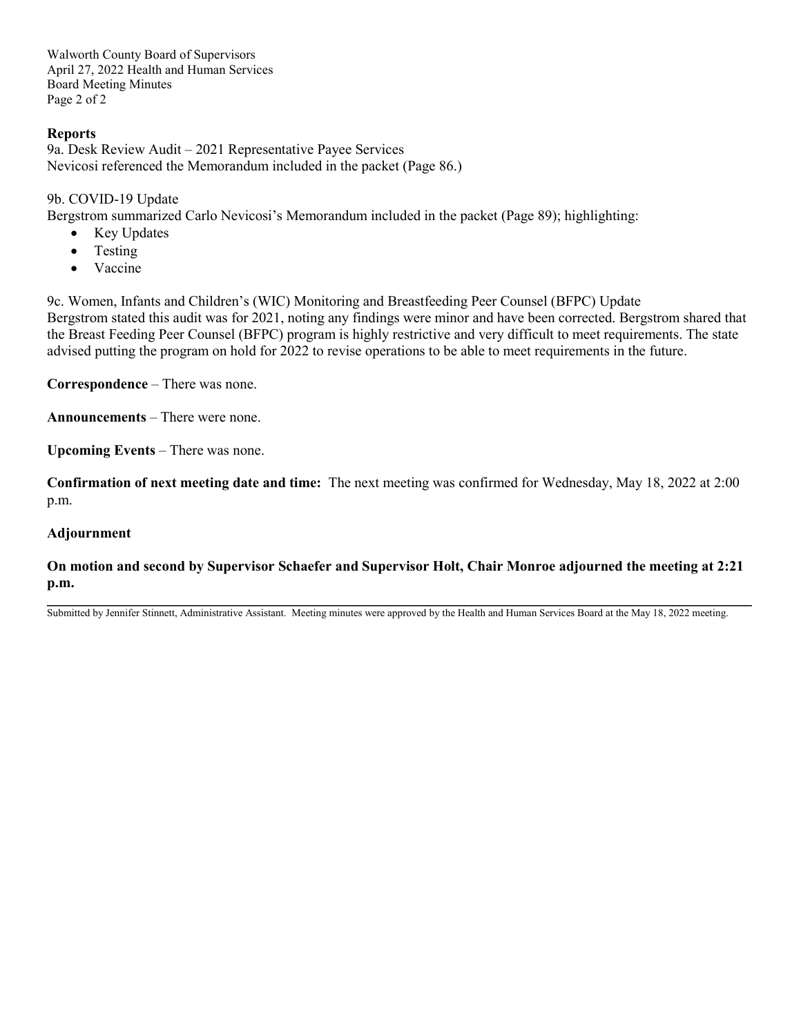**Reports**

9a. Desk Review Audit – 2021 Representative Payee Services
Nevicosi referenced the Memorandum included in the packet (Page 86.)

9b. COVID-19 Update
Bergstrom summarized Carlo Nevicosi's Memorandum included in the packet (Page 89); highlighting:

- Key Updates
- Testing
- Vaccine

9c. Women, Infants and Children's (WIC) Monitoring and Breastfeeding Peer Counsel (BFPC) Update
Bergstrom stated this audit was for 2021, noting any findings were minor and have been corrected. Bergstrom shared that the Breast Feeding Peer Counsel (BFPC) program is highly restrictive and very difficult to meet requirements. The state advised putting the program on hold for 2022 to revise operations to be able to meet requirements in the future.

**Correspondence** – There was none.

**Announcements** – There were none.

**Upcoming Events** – There was none.

**Confirmation of next meeting date and time:** The next meeting was confirmed for Wednesday, May 18, 2022 at 2:00 p.m.

**Adjournment**

**On motion and second by Supervisor Schaefer and Supervisor Holt, Chair Monroe adjourned the meeting at 2:21 p.m.**

---

Submitted by Jennifer Stinnett, Administrative Assistant. Meeting minutes were approved by the Health and Human Services Board at the May 18, 2022 meeting.